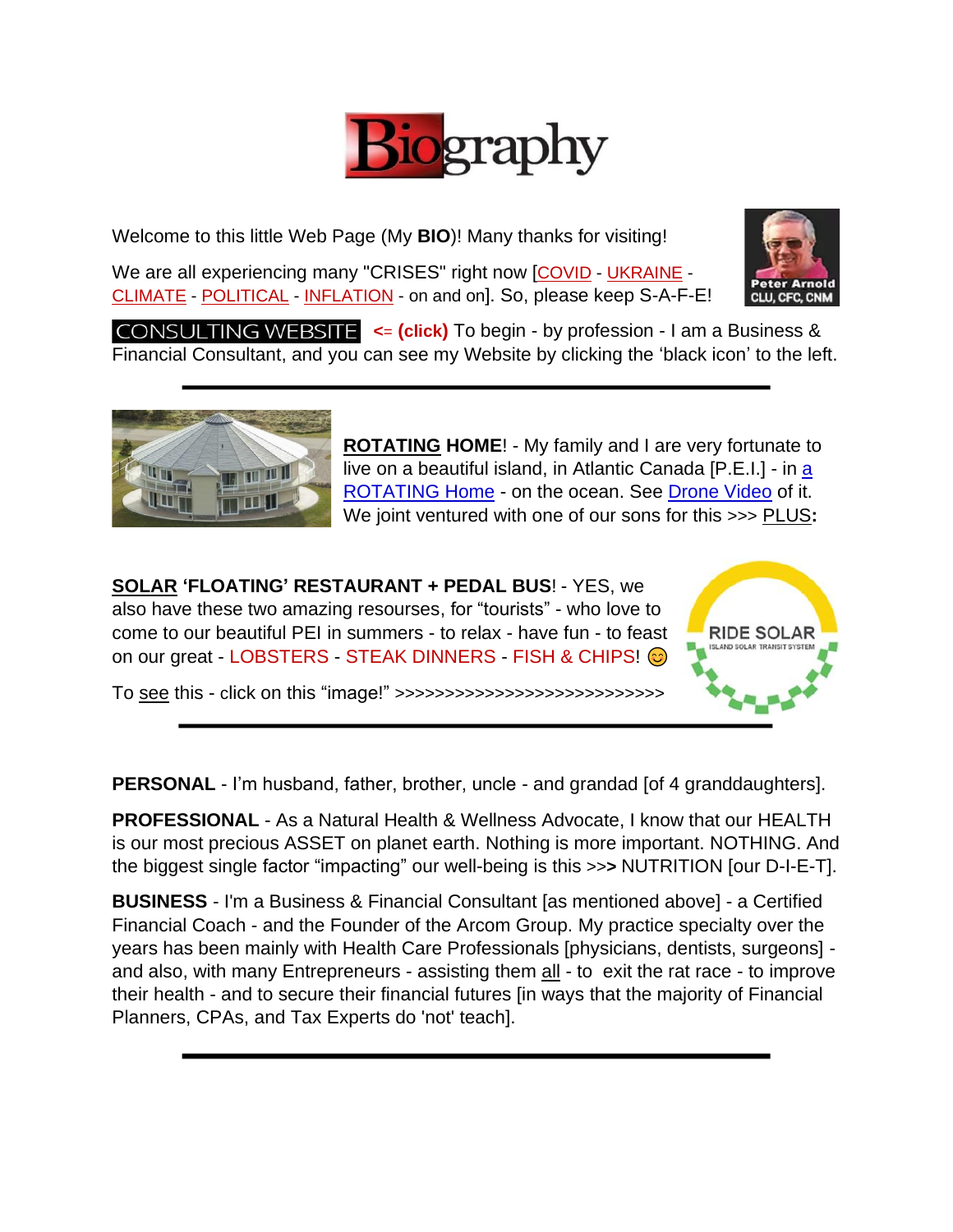# Biography

Welcome to this little Web Page (My **BIO**)! Many thanks for visiting!

We are all experiencing many "CRISES" right now [COVID - UKRAINE - CLIMATE - POLITICAL - INFLATION - on and on]. So, please keep S-A-F-E!

Peter Arnold
CLU, CFC, CNM

CONSULTING WEBSITE **<= (click)** To begin - by profession - I am a Business & Financial Consultant, and you can see my Website by clicking the 'black icon' to the left.

---

**ROTATING HOME**! - My family and I are very fortunate to live on a beautiful island, in Atlantic Canada [P.E.I.] - in a ROTATING Home - on the ocean. See Drone Video of it. We joint ventured with one of our sons for this >>> PLUS**:**

**SOLAR 'FLOATING' RESTAURANT + PEDAL BUS**! - YES, we also have these two amazing resourses, for "tourists" - who love to come to our beautiful PEI in summers - to relax - have fun - to feast on our great - LOBSTERS - STEAK DINNERS - FISH & CHIPS! 😊

To see this - click on this "image!" >>>>>>>>>>>>>>>>>>>>>>>>>>>

RIDE SOLAR
ISLAND SOLAR TRANSIT SYSTEM

---

**PERSONAL** - I'm husband, father, brother, uncle - and grandad [of 4 granddaughters].

**PROFESSIONAL** - As a Natural Health & Wellness Advocate, I know that our HEALTH is our most precious ASSET on planet earth. Nothing is more important. NOTHING. And the biggest single factor "impacting" our well-being is this >>**>** NUTRITION [our D-I-E-T].

**BUSINESS** - I'm a Business & Financial Consultant [as mentioned above] - a Certified Financial Coach - and the Founder of the Arcom Group. My practice specialty over the years has been mainly with Health Care Professionals [physicians, dentists, surgeons] - and also, with many Entrepreneurs - assisting them all - to exit the rat race - to improve their health - and to secure their financial futures [in ways that the majority of Financial Planners, CPAs, and Tax Experts do 'not' teach].

---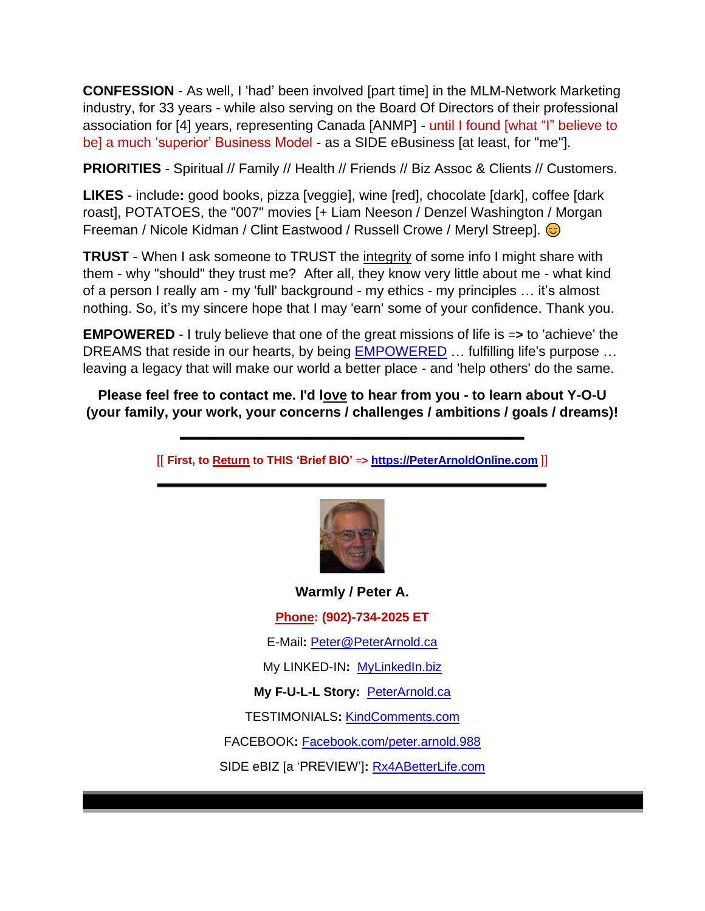**CONFESSION** - As well, I 'had' been involved [part time] in the MLM-Network Marketing industry, for 33 years - while also serving on the Board Of Directors of their professional association for [4] years, representing Canada [ANMP] - until I found [what "I" believe to be] a much 'superior' Business Model - as a SIDE eBusiness [at least, for "me"].

**PRIORITIES** - Spiritual // Family // Health // Friends // Biz Assoc & Clients // Customers.

**LIKES** - include**:** good books, pizza [veggie], wine [red], chocolate [dark], coffee [dark roast], POTATOES, the "007" movies [+ Liam Neeson / Denzel Washington / Morgan Freeman / Nicole Kidman / Clint Eastwood / Russell Crowe / Meryl Streep]. 😊

**TRUST** - When I ask someone to TRUST the integrity of some info I might share with them - why "should" they trust me? After all, they know very little about me - what kind of a person I really am - my 'full' background - my ethics - my principles … it's almost nothing. So, it's my sincere hope that I may 'earn' some of your confidence. Thank you.

**EMPOWERED** - I truly believe that one of the great missions of life is =**>** to 'achieve' the DREAMS that reside in our hearts, by being EMPOWERED … fulfilling life's purpose … leaving a legacy that will make our world a better place - and 'help others' do the same.

**Please feel free to contact me. I'd love to hear from you - to learn about Y-O-U (your family, your work, your concerns / challenges / ambitions / goals / dreams)!**

---

[[ **First, to Return to THIS 'Brief BIO'** => **https://PeterArnoldOnline.com** ]]

---

**Warmly / Peter A.**

**Phone: (902)-734-2025 ET**

E-Mail**:** Peter@PeterArnold.ca

My LINKED-IN**:** MyLinkedIn.biz

**My F-U-L-L Story:** PeterArnold.ca

TESTIMONIALS**:** KindComments.com

FACEBOOK**:** Facebook.com/peter.arnold.988

SIDE eBIZ [a 'PREVIEW']**:** Rx4ABetterLife.com